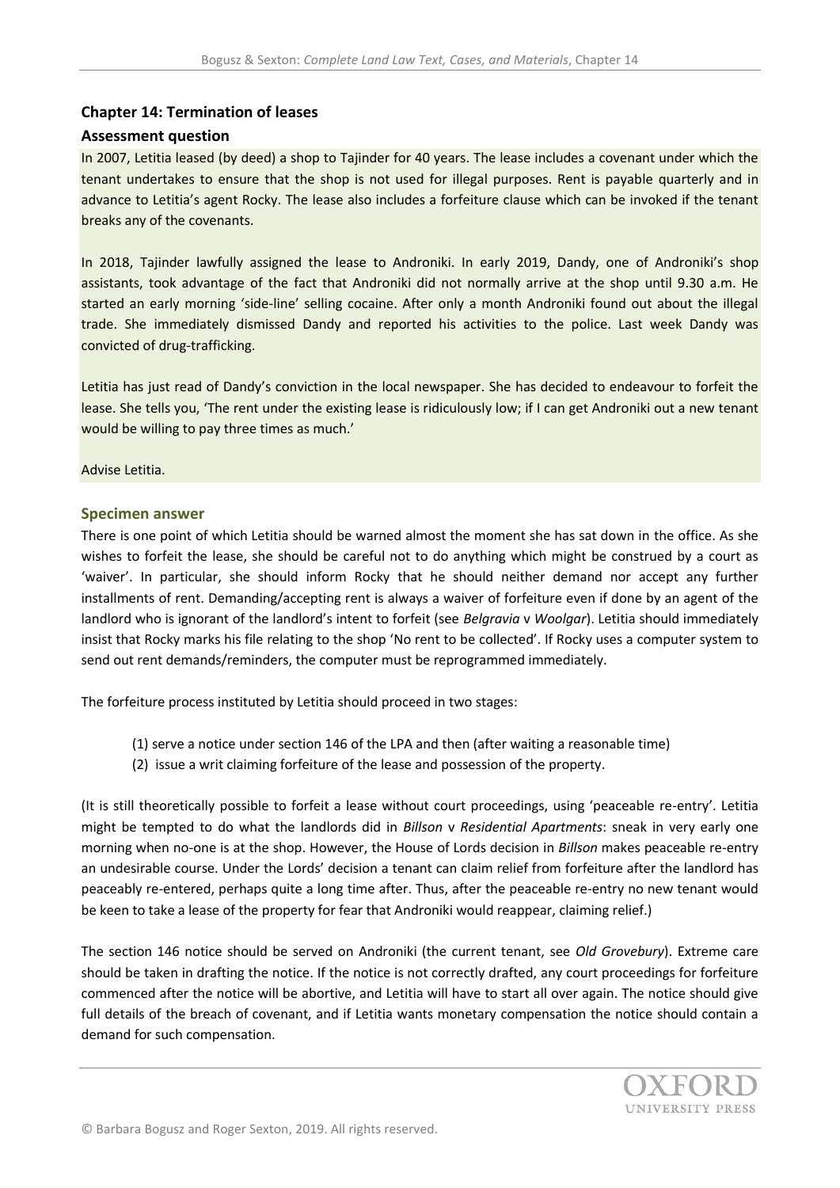## Chapter 14: Termination of leases

### Assessment question

In 2007, Letitia leased (by deed) a shop to Tajinder for 40 years. The lease includes a covenant under which the tenant undertakes to ensure that the shop is not used for illegal purposes. Rent is payable quarterly and in advance to Letitia's agent Rocky. The lease also includes a forfeiture clause which can be invoked if the tenant breaks any of the covenants.

In 2018, Tajinder lawfully assigned the lease to Androniki. In early 2019, Dandy, one of Androniki's shop assistants, took advantage of the fact that Androniki did not normally arrive at the shop until 9.30 a.m. He started an early morning 'side-line' selling cocaine. After only a month Androniki found out about the illegal trade. She immediately dismissed Dandy and reported his activities to the police. Last week Dandy was convicted of drug-trafficking.

Letitia has just read of Dandy's conviction in the local newspaper. She has decided to endeavour to forfeit the lease. She tells you, 'The rent under the existing lease is ridiculously low; if I can get Androniki out a new tenant would be willing to pay three times as much.'

Advise Letitia.

### Specimen answer

There is one point of which Letitia should be warned almost the moment she has sat down in the office. As she wishes to forfeit the lease, she should be careful not to do anything which might be construed by a court as 'waiver'. In particular, she should inform Rocky that he should neither demand nor accept any further installments of rent. Demanding/accepting rent is always a waiver of forfeiture even if done by an agent of the landlord who is ignorant of the landlord's intent to forfeit (see *Belgravia* v *Woolgar*). Letitia should immediately insist that Rocky marks his file relating to the shop 'No rent to be collected'. If Rocky uses a computer system to send out rent demands/reminders, the computer must be reprogrammed immediately.

The forfeiture process instituted by Letitia should proceed in two stages:

(1) serve a notice under section 146 of the LPA and then (after waiting a reasonable time)
(2) issue a writ claiming forfeiture of the lease and possession of the property.

(It is still theoretically possible to forfeit a lease without court proceedings, using 'peaceable re-entry'. Letitia might be tempted to do what the landlords did in *Billson* v *Residential Apartments*: sneak in very early one morning when no-one is at the shop. However, the House of Lords decision in *Billson* makes peaceable re-entry an undesirable course. Under the Lords' decision a tenant can claim relief from forfeiture after the landlord has peaceably re-entered, perhaps quite a long time after. Thus, after the peaceable re-entry no new tenant would be keen to take a lease of the property for fear that Androniki would reappear, claiming relief.)

The section 146 notice should be served on Androniki (the current tenant, see *Old Grovebury*). Extreme care should be taken in drafting the notice. If the notice is not correctly drafted, any court proceedings for forfeiture commenced after the notice will be abortive, and Letitia will have to start all over again. The notice should give full details of the breach of covenant, and if Letitia wants monetary compensation the notice should contain a demand for such compensation.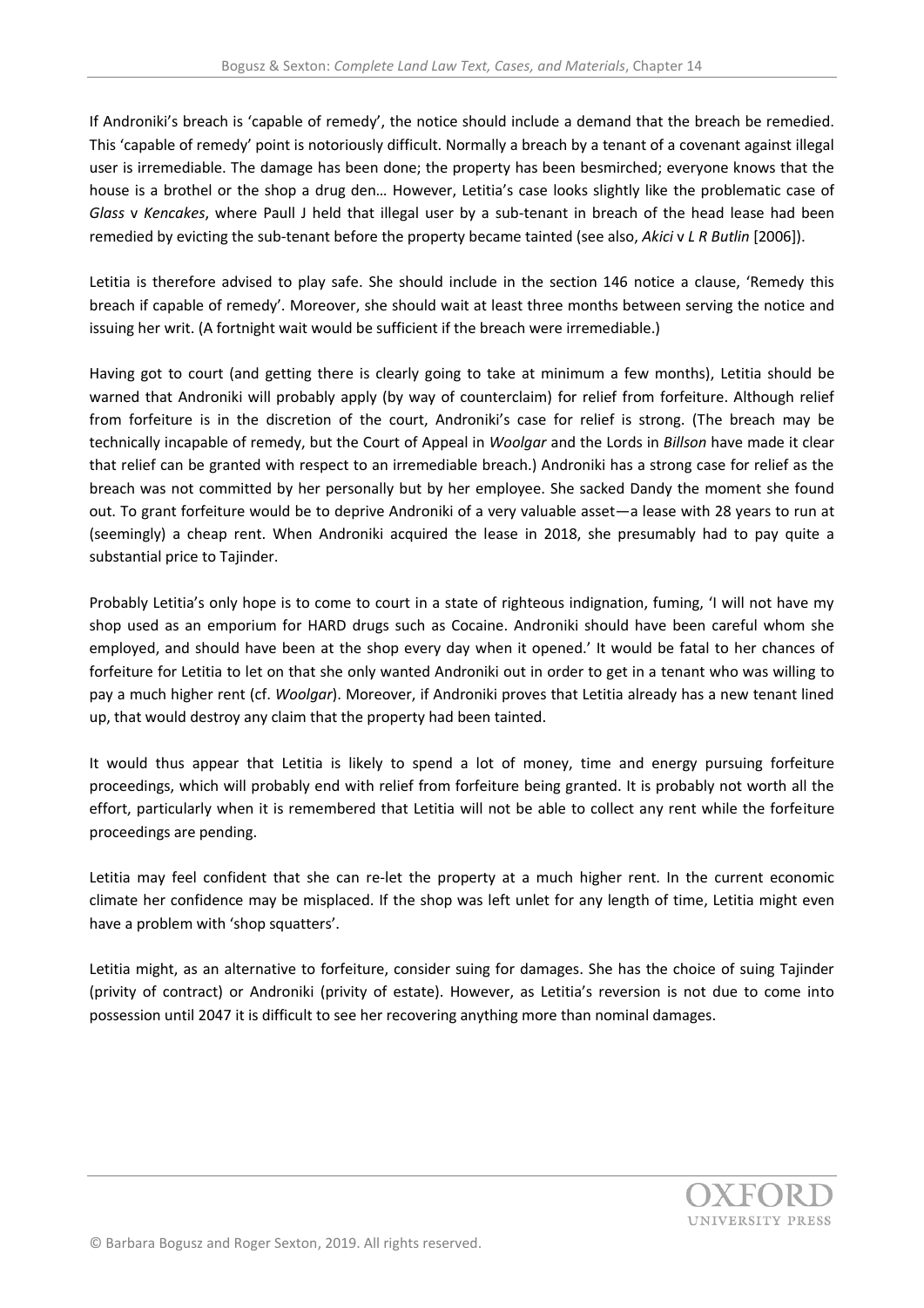If Androniki's breach is 'capable of remedy', the notice should include a demand that the breach be remedied. This 'capable of remedy' point is notoriously difficult. Normally a breach by a tenant of a covenant against illegal user is irremediable. The damage has been done; the property has been besmirched; everyone knows that the house is a brothel or the shop a drug den… However, Letitia's case looks slightly like the problematic case of *Glass* v *Kencakes*, where Paull J held that illegal user by a sub-tenant in breach of the head lease had been remedied by evicting the sub-tenant before the property became tainted (see also, *Akici* v *L R Butlin* [2006]).

Letitia is therefore advised to play safe. She should include in the section 146 notice a clause, 'Remedy this breach if capable of remedy'. Moreover, she should wait at least three months between serving the notice and issuing her writ. (A fortnight wait would be sufficient if the breach were irremediable.)

Having got to court (and getting there is clearly going to take at minimum a few months), Letitia should be warned that Androniki will probably apply (by way of counterclaim) for relief from forfeiture. Although relief from forfeiture is in the discretion of the court, Androniki's case for relief is strong. (The breach may be technically incapable of remedy, but the Court of Appeal in *Woolgar* and the Lords in *Billson* have made it clear that relief can be granted with respect to an irremediable breach.) Androniki has a strong case for relief as the breach was not committed by her personally but by her employee. She sacked Dandy the moment she found out. To grant forfeiture would be to deprive Androniki of a very valuable asset—a lease with 28 years to run at (seemingly) a cheap rent. When Androniki acquired the lease in 2018, she presumably had to pay quite a substantial price to Tajinder.

Probably Letitia's only hope is to come to court in a state of righteous indignation, fuming, 'I will not have my shop used as an emporium for HARD drugs such as Cocaine. Androniki should have been careful whom she employed, and should have been at the shop every day when it opened.' It would be fatal to her chances of forfeiture for Letitia to let on that she only wanted Androniki out in order to get in a tenant who was willing to pay a much higher rent (cf. *Woolgar*). Moreover, if Androniki proves that Letitia already has a new tenant lined up, that would destroy any claim that the property had been tainted.

It would thus appear that Letitia is likely to spend a lot of money, time and energy pursuing forfeiture proceedings, which will probably end with relief from forfeiture being granted. It is probably not worth all the effort, particularly when it is remembered that Letitia will not be able to collect any rent while the forfeiture proceedings are pending.

Letitia may feel confident that she can re-let the property at a much higher rent. In the current economic climate her confidence may be misplaced. If the shop was left unlet for any length of time, Letitia might even have a problem with 'shop squatters'.

Letitia might, as an alternative to forfeiture, consider suing for damages. She has the choice of suing Tajinder (privity of contract) or Androniki (privity of estate). However, as Letitia's reversion is not due to come into possession until 2047 it is difficult to see her recovering anything more than nominal damages.